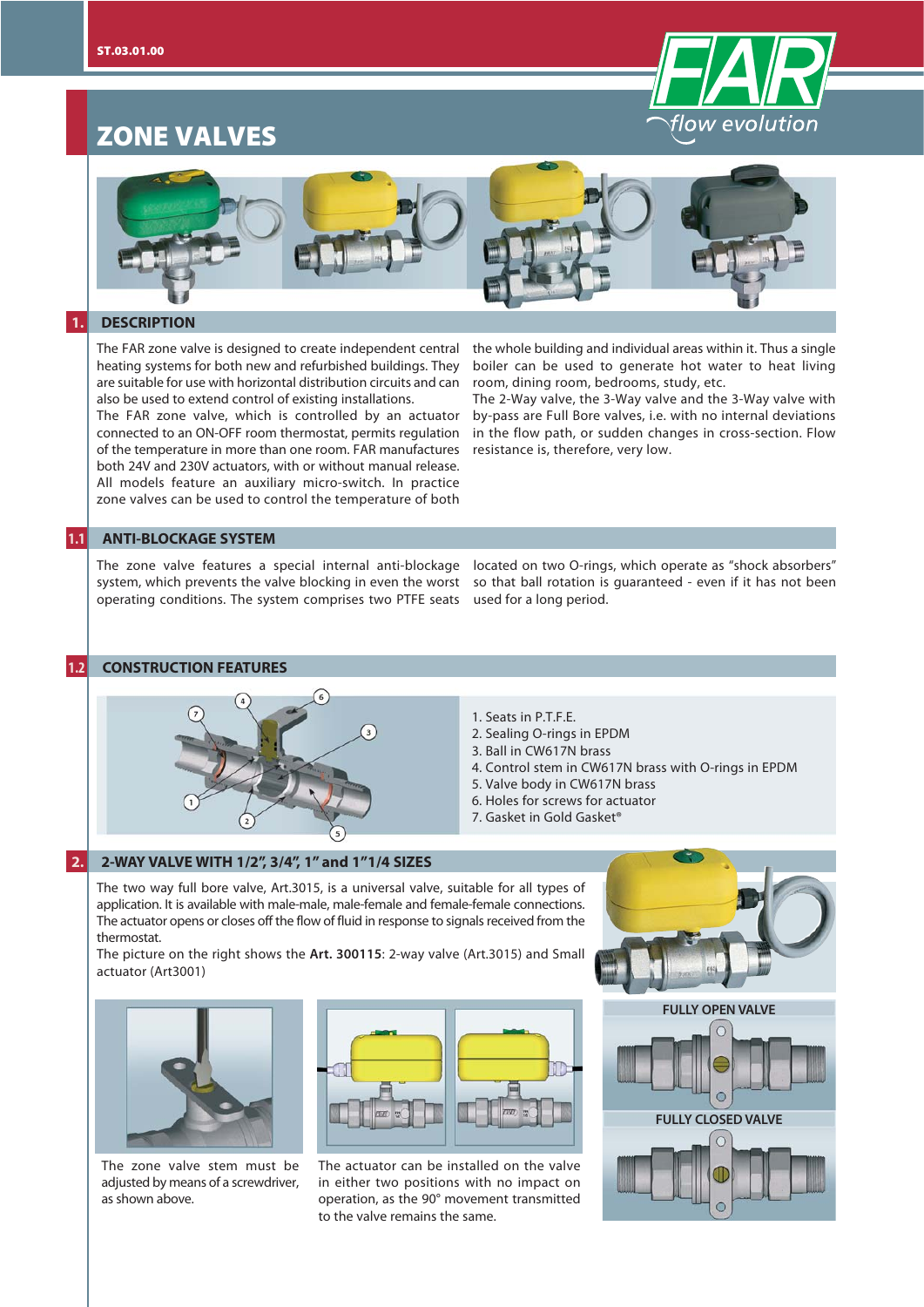# ZONE VALVES

## 1. DESCRIPTION

The FAR zone valve is designed to create independent central heating systems for both new and refurbished buildings. They are suitable for use with horizontal distribution circuits and can also be used to extend control of existing installations.
The FAR zone valve, which is controlled by an actuator connected to an ON-OFF room thermostat, permits regulation of the temperature in more than one room. FAR manufactures both 24V and 230V actuators, with or without manual release. All models feature an auxiliary micro-switch. In practice zone valves can be used to control the temperature of both the whole building and individual areas within it. Thus a single boiler can be used to generate hot water to heat living room, dining room, bedrooms, study, etc.
The 2-Way valve, the 3-Way valve and the 3-Way valve with by-pass are Full Bore valves, i.e. with no internal deviations in the flow path, or sudden changes in cross-section. Flow resistance is, therefore, very low.

## 1.1 ANTI-BLOCKAGE SYSTEM

The zone valve features a special internal anti-blockage system, which prevents the valve blocking in even the worst operating conditions. The system comprises two PTFE seats located on two O-rings, which operate as "shock absorbers" so that ball rotation is guaranteed - even if it has not been used for a long period.

## 1.2 CONSTRUCTION FEATURES

1. Seats in P.T.F.E.
2. Sealing O-rings in EPDM
3. Ball in CW617N brass
4. Control stem in CW617N brass with O-rings in EPDM
5. Valve body in CW617N brass
6. Holes for screws for actuator
7. Gasket in Gold Gasket®

## 2. 2-WAY VALVE WITH 1/2", 3/4", 1" and 1"1/4 SIZES

The two way full bore valve, Art.3015, is a universal valve, suitable for all types of application. It is available with male-male, male-female and female-female connections. The actuator opens or closes off the flow of fluid in response to signals received from the thermostat.
The picture on the right shows the **Art. 300115**: 2-way valve (Art.3015) and Small actuator (Art3001)

The zone valve stem must be adjusted by means of a screwdriver, as shown above.

The actuator can be installed on the valve in either two positions with no impact on operation, as the 90° movement transmitted to the valve remains the same.

FULLY OPEN VALVE

FULLY CLOSED VALVE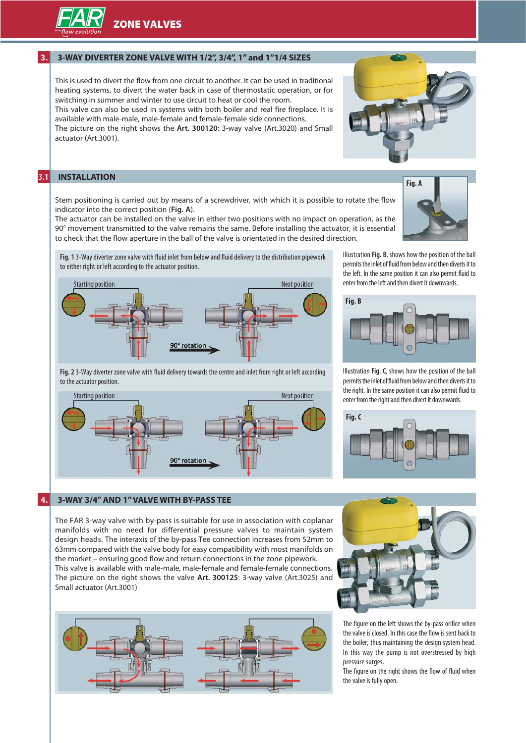## 3. 3-WAY DIVERTER ZONE VALVE WITH 1/2", 3/4", 1" and 1"1/4 SIZES

This is used to divert the flow from one circuit to another. It can be used in traditional heating systems, to divert the water back in case of thermostatic operation, or for switching in summer and winter to use circuit to heat or cool the room.
This valve can also be used in systems with both boiler and real fire fireplace. It is available with male-male, male-female and female-female side connections.
The picture on the right shows the **Art. 300120**: 3-way valve (Art.3020) and Small actuator (Art.3001).

## 3.1 INSTALLATION

Stem positioning is carried out by means of a screwdriver, with which it is possible to rotate the flow indicator into the correct position (**Fig. A**).
The actuator can be installed on the valve in either two positions with no impact on operation, as the 90° movement transmitted to the valve remains the same. Before installing the actuator, it is essential to check that the flow aperture in the ball of the valve is orientated in the desired direction.

Fig. A

**Fig. 1** 3-Way diverter zone valve with fluid inlet from below and fluid delivery to the distribution pipework to either right or left according to the actuator position.

Starting position — 90° rotation — Next position

**Fig. 2** 3-Way diverter zone valve with fluid delivery towards the centre and inlet from right or left according to the actuator position.

Starting position — 90° rotation — Next position

Illustration **Fig. B**, shows how the position of the ball permits the inlet of fluid from below and then diverts it to the left. In the same position it can also permit fluid to enter from the left and then divert it downwards.

Fig. B

Illustration **Fig. C**, shows how the position of the ball permits the inlet of fluid from below and then diverts it to the right. In the same position it can also permit fluid to enter from the right and then divert it downwards.

Fig. C

## 4. 3-WAY 3/4" AND 1" VALVE WITH BY-PASS TEE

The FAR 3-way valve with by-pass is suitable for use in association with coplanar manifolds with no need for differential pressure valves to maintain system design heads. The interaxis of the by-pass Tee connection increases from 52mm to 63mm compared with the valve body for easy compatibility with most manifolds on the market – ensuring good flow and return connections in the zone pipework.
This valve is available with male-male, male-female and female-female connections.
The picture on the right shows the valve **Art. 300125**: 3-way valve (Art.3025) and Small actuator (Art.3001)

The figure on the left shows the by-pass orifice when the valve is closed. In this case the flow is sent back to the boiler, thus maintaining the design system head. In this way the pump is not overstressed by high pressure surges.
The figure on the right shows the flow of fluid when the valve is fully open.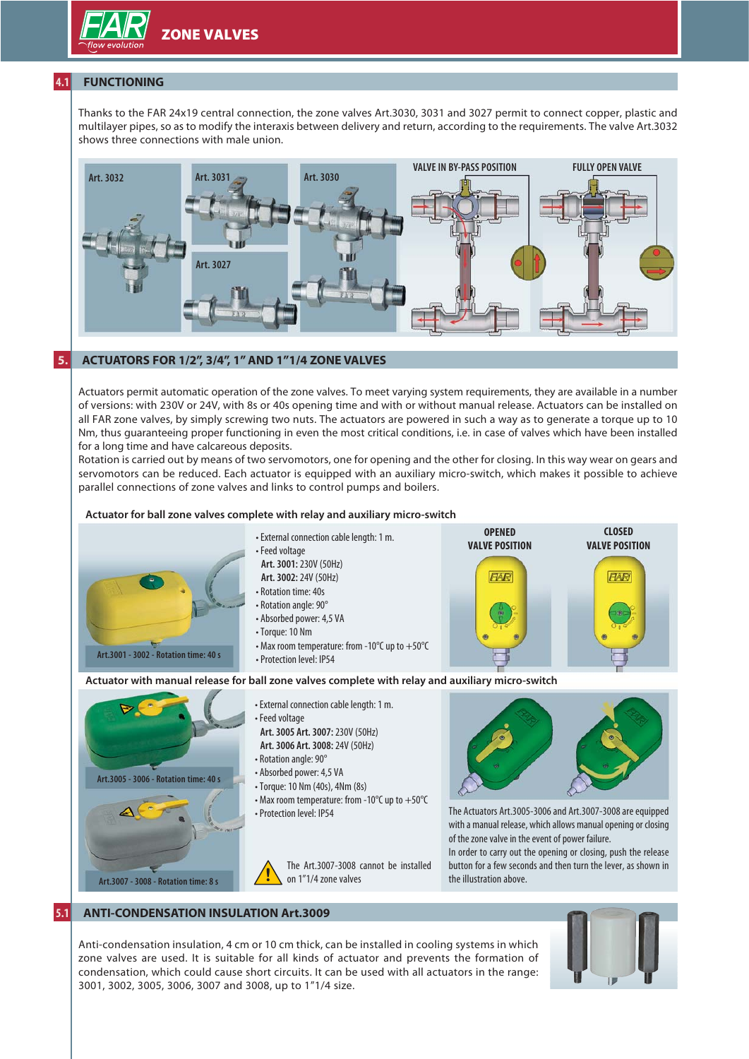## 4.1 FUNCTIONING

Thanks to the FAR 24x19 central connection, the zone valves Art.3030, 3031 and 3027 permit to connect copper, plastic and multilayer pipes, so as to modify the interaxis between delivery and return, according to the requirements. The valve Art.3032 shows three connections with male union.

Art. 3032 | Art. 3031 | Art. 3030 | Art. 3027 | VALVE IN BY-PASS POSITION | FULLY OPEN VALVE

## 5. ACTUATORS FOR 1/2", 3/4", 1" AND 1"1/4 ZONE VALVES

Actuators permit automatic operation of the zone valves. To meet varying system requirements, they are available in a number of versions: with 230V or 24V, with 8s or 40s opening time and with or without manual release. Actuators can be installed on all FAR zone valves, by simply screwing two nuts. The actuators are powered in such a way as to generate a torque up to 10 Nm, thus guaranteeing proper functioning in even the most critical conditions, i.e. in case of valves which have been installed for a long time and have calcareous deposits.

Rotation is carried out by means of two servomotors, one for opening and the other for closing. In this way wear on gears and servomotors can be reduced. Each actuator is equipped with an auxiliary micro-switch, which makes it possible to achieve parallel connections of zone valves and links to control pumps and boilers.

**Actuator for ball zone valves complete with relay and auxiliary micro-switch**

Art.3001 - 3002 - Rotation time: 40 s

- External connection cable length: 1 m.
- Feed voltage
  - **Art. 3001:** 230V (50Hz)
  - **Art. 3002:** 24V (50Hz)
- Rotation time: 40s
- Rotation angle: 90°
- Absorbed power: 4,5 VA
- Torque: 10 Nm
- Max room temperature: from -10°C up to +50°C
- Protection level: IP54

OPENED VALVE POSITION | CLOSED VALVE POSITION

**Actuator with manual release for ball zone valves complete with relay and auxiliary micro-switch**

Art.3005 - 3006 - Rotation time: 40 s

Art.3007 - 3008 - Rotation time: 8 s

- External connection cable length: 1 m.
- Feed voltage
  - **Art. 3005 Art. 3007:** 230V (50Hz)
  - **Art. 3006 Art. 3008:** 24V (50Hz)
- Rotation angle: 90°
- Absorbed power: 4,5 VA
- Torque: 10 Nm (40s), 4Nm (8s)
- Max room temperature: from -10°C up to +50°C
- Protection level: IP54

The Art.3007-3008 cannot be installed on 1"1/4 zone valves

The Actuators Art.3005-3006 and Art.3007-3008 are equipped with a manual release, which allows manual opening or closing of the zone valve in the event of power failure.
In order to carry out the opening or closing, push the release button for a few seconds and then turn the lever, as shown in the illustration above.

## 5.1 ANTI-CONDENSATION INSULATION Art.3009

Anti-condensation insulation, 4 cm or 10 cm thick, can be installed in cooling systems in which zone valves are used. It is suitable for all kinds of actuator and prevents the formation of condensation, which could cause short circuits. It can be used with all actuators in the range: 3001, 3002, 3005, 3006, 3007 and 3008, up to 1"1/4 size.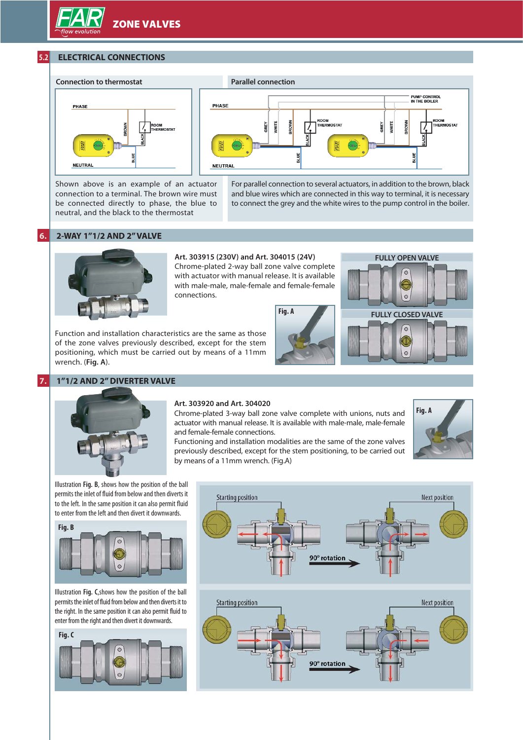## 5.2 ELECTRICAL CONNECTIONS

### Connection to thermostat

Shown above is an example of an actuator connection to a terminal. The brown wire must be connected directly to phase, the blue to neutral, and the black to the thermostat

### Parallel connection

For parallel connection to several actuators, in addition to the brown, black and blue wires which are connected in this way to terminal, it is necessary to connect the grey and the white wires to the pump control in the boiler.

## 6. 2-WAY 1"1/2 AND 2" VALVE

**Art. 303915 (230V) and Art. 304015 (24V)**
Chrome-plated 2-way ball zone valve complete with actuator with manual release. It is available with male-male, male-female and female-female connections.

FULLY OPEN VALVE

FULLY CLOSED VALVE

Function and installation characteristics are the same as those of the zone valves previously described, except for the stem positioning, which must be carried out by means of a 11mm wrench. (**Fig. A**).

Fig. A

## 7. 1"1/2 AND 2" DIVERTER VALVE

**Art. 303920 and Art. 304020**
Chrome-plated 3-way ball zone valve complete with unions, nuts and actuator with manual release. It is available with male-male, male-female and female-female connections.
Functioning and installation modalities are the same of the zone valves previously described, except for the stem positioning, to be carried out by means of a 11mm wrench. (Fig.A)

Fig. A

Illustration **Fig. B**, shows how the position of the ball permits the inlet of fluid from below and then diverts it to the left. In the same position it can also permit fluid to enter from the left and then divert it downwards.

Fig. B

Starting position — 90° rotation — Next position

Illustration **Fig. C**, shows how the position of the ball permits the inlet of fluid from below and then diverts it to the right. In the same position it can also permit fluid to enter from the right and then divert it downwards.

Fig. C

Starting position — 90° rotation — Next position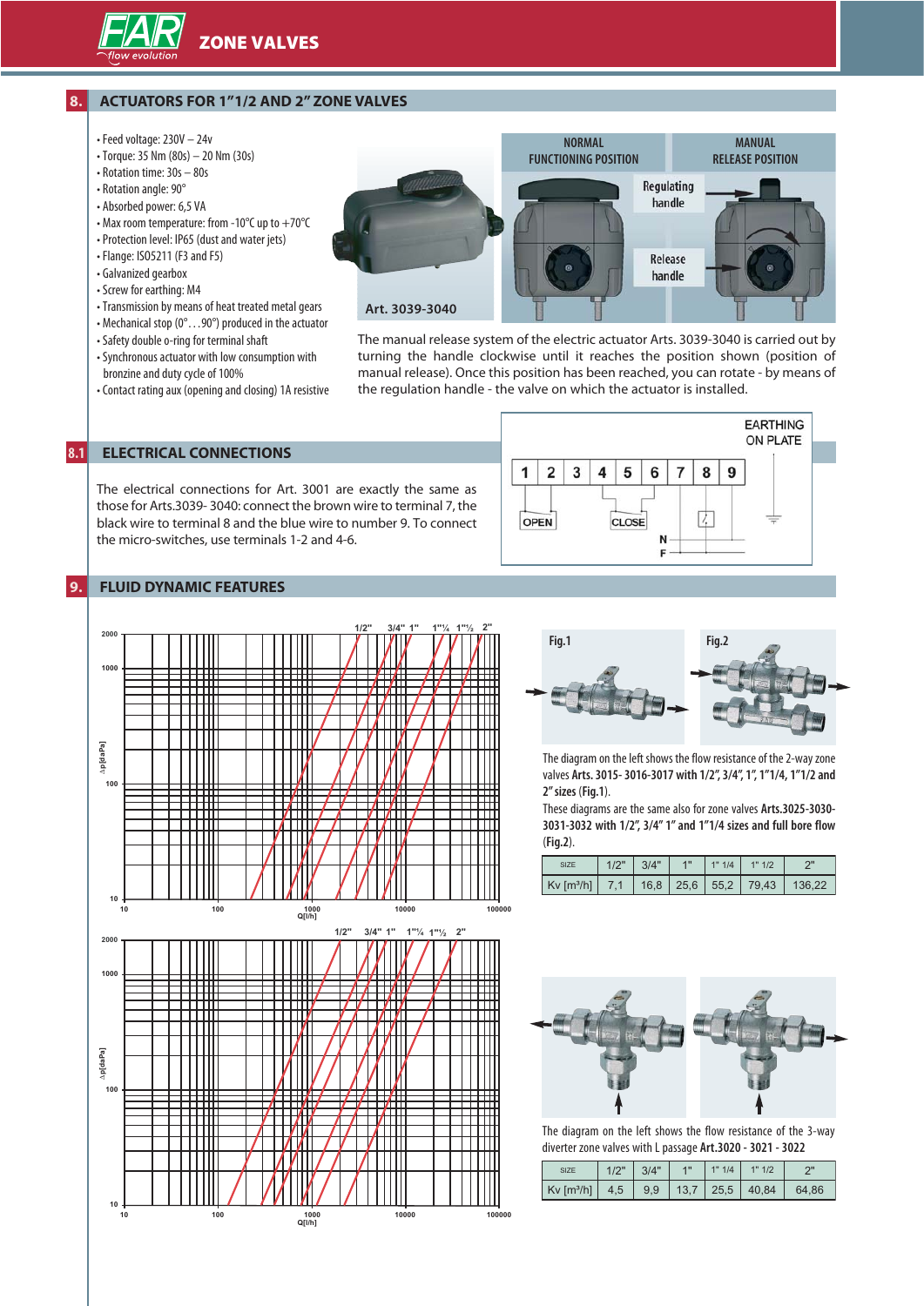## 8. ACTUATORS FOR 1"1/2 AND 2" ZONE VALVES

- Feed voltage: 230V – 24v
- Torque: 35 Nm (80s) – 20 Nm (30s)
- Rotation time: 30s – 80s
- Rotation angle: 90°
- Absorbed power: 6,5 VA
- Max room temperature: from -10°C up to +70°C
- Protection level: IP65 (dust and water jets)
- Flange: ISO5211 (F3 and F5)
- Galvanized gearbox
- Screw for earthing: M4
- Transmission by means of heat treated metal gears
- Mechanical stop (0°…90°) produced in the actuator
- Safety double o-ring for terminal shaft
- Synchronous actuator with low consumption with bronzine and duty cycle of 100%
- Contact rating aux (opening and closing) 1A resistive

Art. 3039-3040

NORMAL FUNCTIONING POSITION | MANUAL RELEASE POSITION

Regulating handle

Release handle

The manual release system of the electric actuator Arts. 3039-3040 is carried out by turning the handle clockwise until it reaches the position shown (position of manual release). Once this position has been reached, you can rotate - by means of the regulation handle - the valve on which the actuator is installed.

## 8.1 ELECTRICAL CONNECTIONS

The electrical connections for Art. 3001 are exactly the same as those for Arts.3039- 3040: connect the brown wire to terminal 7, the black wire to terminal 8 and the blue wire to number 9. To connect the micro-switches, use terminals 1-2 and 4-6.

EARTHING ON PLATE

1 2 3 4 5 6 7 8 9

OPEN — CLOSE — N — F

## 9. FLUID DYNAMIC FEATURES

Fig.1

Fig.2

The diagram on the left shows the flow resistance of the 2-way zone valves **Arts. 3015- 3016-3017 with 1/2", 3/4", 1", 1"1/4, 1"1/2 and 2" sizes** (**Fig.1**).

These diagrams are the same also for zone valves **Arts.3025-3030-3031-3032 with 1/2", 3/4" 1" and 1"1/4 sizes and full bore flow** (**Fig.2**).

| SIZE | 1/2" | 3/4" | 1" | 1" 1/4 | 1" 1/2 | 2" |
|---|---|---|---|---|---|---|
| Kv [m³/h] | 7,1 | 16,8 | 25,6 | 55,2 | 79,43 | 136,22 |

The diagram on the left shows the flow resistance of the 3-way diverter zone valves with L passage **Art.3020 - 3021 - 3022**

| SIZE | 1/2" | 3/4" | 1" | 1" 1/4 | 1" 1/2 | 2" |
|---|---|---|---|---|---|---|
| Kv [m³/h] | 4,5 | 9,9 | 13,7 | 25,5 | 40,84 | 64,86 |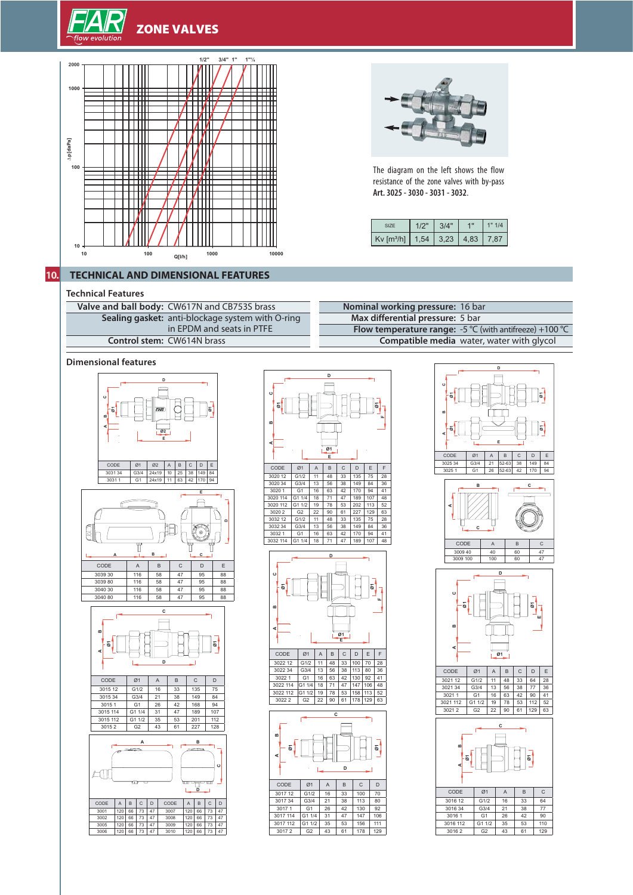# ZONE VALVES

2000
1000
100
10
Δp [daPa]
10
100
1000
10000
Q[l/h]
1/2"
3/4"
1"
1"¼

The diagram on the left shows the flow resistance of the zone valves with by-pass **Art. 3025 - 3030 - 3031 - 3032**.

| SIZE | 1/2" | 3/4" | 1" | 1" 1/4 |
|---|---|---|---|---|
| Kv [m³/h] | 1,54 | 3,23 | 4,83 | 7,87 |

## 10. TECHNICAL AND DIMENSIONAL FEATURES

### Technical Features

**Valve and ball body:** CW617N and CB753S brass
**Sealing gasket:** anti-blockage system with O-ring in EPDM and seats in PTFE
**Control stem:** CW614N brass

**Nominal working pressure:** 16 bar
**Max differential pressure:** 5 bar
**Flow temperature range:** -5 °C (with antifreeze) +100 °C
**Compatible media** water, water with glycol

### Dimensional features

| CODE | Ø1 | Ø2 | A | B | C | D | E |
|---|---|---|---|---|---|---|---|
| 3031 34 | G3/4 | 24x19 | 10 | 25 | 38 | 149 | 84 |
| 3031 1 | G1 | 24x19 | 11 | 63 | 42 | 170 | 94 |

| CODE | A | B | C | D | E |
|---|---|---|---|---|---|
| 3039 30 | 116 | 58 | 47 | 95 | 88 |
| 3039 80 | 116 | 58 | 47 | 95 | 88 |
| 3040 30 | 116 | 58 | 47 | 95 | 88 |
| 3040 80 | 116 | 58 | 47 | 95 | 88 |

| CODE | Ø1 | A | B | C | D |
|---|---|---|---|---|---|
| 3015 12 | G1/2 | 16 | 33 | 135 | 75 |
| 3015 34 | G3/4 | 21 | 38 | 149 | 84 |
| 3015 1 | G1 | 26 | 42 | 168 | 94 |
| 3015 114 | G1 1/4 | 31 | 47 | 189 | 107 |
| 3015 112 | G1 1/2 | 35 | 53 | 201 | 112 |
| 3015 2 | G2 | 43 | 61 | 227 | 128 |

| CODE | A | B | C | D | CODE | A | B | C | D |
|---|---|---|---|---|---|---|---|---|---|
| 3001 | 120 | 66 | 73 | 47 | 3007 | 120 | 66 | 73 | 47 |
| 3002 | 120 | 66 | 73 | 47 | 3008 | 120 | 66 | 73 | 47 |
| 3005 | 120 | 66 | 73 | 47 | 3009 | 120 | 66 | 73 | 47 |
| 3006 | 120 | 66 | 73 | 47 | 3010 | 120 | 66 | 73 | 47 |

| CODE | Ø1 | A | B | C | D | E | F |
|---|---|---|---|---|---|---|---|
| 3020 12 | G1/2 | 11 | 48 | 33 | 135 | 75 | 28 |
| 3020 34 | G3/4 | 13 | 56 | 38 | 149 | 84 | 36 |
| 3020 1 | G1 | 16 | 63 | 42 | 170 | 94 | 41 |
| 3020 114 | G1 1/4 | 18 | 71 | 47 | 189 | 107 | 48 |
| 3020 112 | G1 1/2 | 19 | 78 | 53 | 202 | 113 | 52 |
| 3020 2 | G2 | 22 | 90 | 61 | 227 | 129 | 63 |
| 3032 12 | G1/2 | 11 | 48 | 33 | 135 | 75 | 28 |
| 3032 34 | G3/4 | 13 | 56 | 38 | 149 | 84 | 36 |
| 3032 1 | G1 | 16 | 63 | 42 | 170 | 94 | 41 |
| 3032 114 | G1 1/4 | 18 | 71 | 47 | 189 | 107 | 48 |

| CODE | Ø1 | A | B | C | D | E | F |
|---|---|---|---|---|---|---|---|
| 3022 12 | G1/2 | 11 | 48 | 33 | 100 | 70 | 28 |
| 3022 34 | G3/4 | 13 | 56 | 38 | 113 | 80 | 36 |
| 3022 1 | G1 | 16 | 63 | 42 | 130 | 92 | 41 |
| 3022 114 | G1 1/4 | 18 | 71 | 47 | 147 | 106 | 48 |
| 3022 112 | G1 1/2 | 19 | 78 | 53 | 158 | 113 | 52 |
| 3022 2 | G2 | 22 | 90 | 61 | 178 | 129 | 63 |

| CODE | Ø1 | A | B | C | D |
|---|---|---|---|---|---|
| 3017 12 | G1/2 | 16 | 33 | 100 | 70 |
| 3017 34 | G3/4 | 21 | 38 | 113 | 80 |
| 3017 1 | G1 | 26 | 42 | 130 | 92 |
| 3017 114 | G1 1/4 | 31 | 47 | 147 | 106 |
| 3017 112 | G1 1/2 | 35 | 53 | 156 | 111 |
| 3017 2 | G2 | 43 | 61 | 178 | 129 |

| CODE | Ø1 | A | B | C | D | E |
|---|---|---|---|---|---|---|
| 3025 34 | G3/4 | 21 | 52-63 | 38 | 149 | 84 |
| 3025 1 | G1 | 26 | 52-63 | 42 | 170 | 94 |

| CODE | A | B | C |
|---|---|---|---|
| 3009 40 | 40 | 60 | 47 |
| 3009 100 | 100 | 60 | 47 |

| CODE | Ø1 | A | B | C | D | E |
|---|---|---|---|---|---|---|
| 3021 12 | G1/2 | 11 | 48 | 33 | 64 | 28 |
| 3021 34 | G3/4 | 13 | 56 | 38 | 77 | 36 |
| 3021 1 | G1 | 16 | 63 | 42 | 90 | 41 |
| 3021 112 | G1 1/2 | 19 | 78 | 53 | 112 | 52 |
| 3021 2 | G2 | 22 | 90 | 61 | 129 | 63 |

| CODE | Ø1 | A | B | C |
|---|---|---|---|---|
| 3016 12 | G1/2 | 16 | 33 | 64 |
| 3016 34 | G3/4 | 21 | 38 | 77 |
| 3016 1 | G1 | 26 | 42 | 90 |
| 3016 112 | G1 1/2 | 35 | 53 | 110 |
| 3016 2 | G2 | 43 | 61 | 129 |